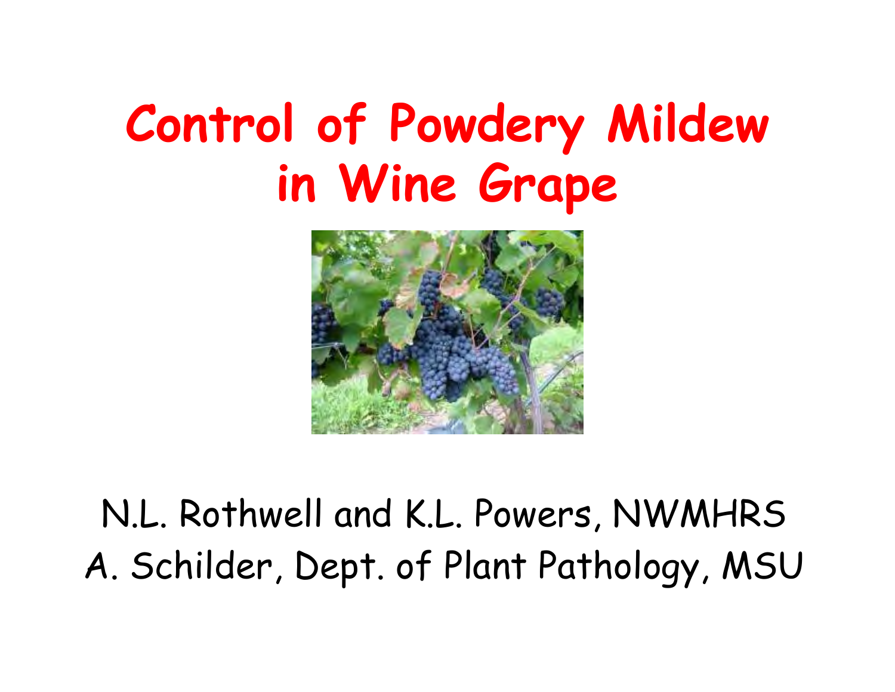# Control of Powdery Mildew in Wine Grape

N.L. Rothwell and K.L. Powers, NWMHRS

A. Schilder, Dept. of Plant Pathology, MSU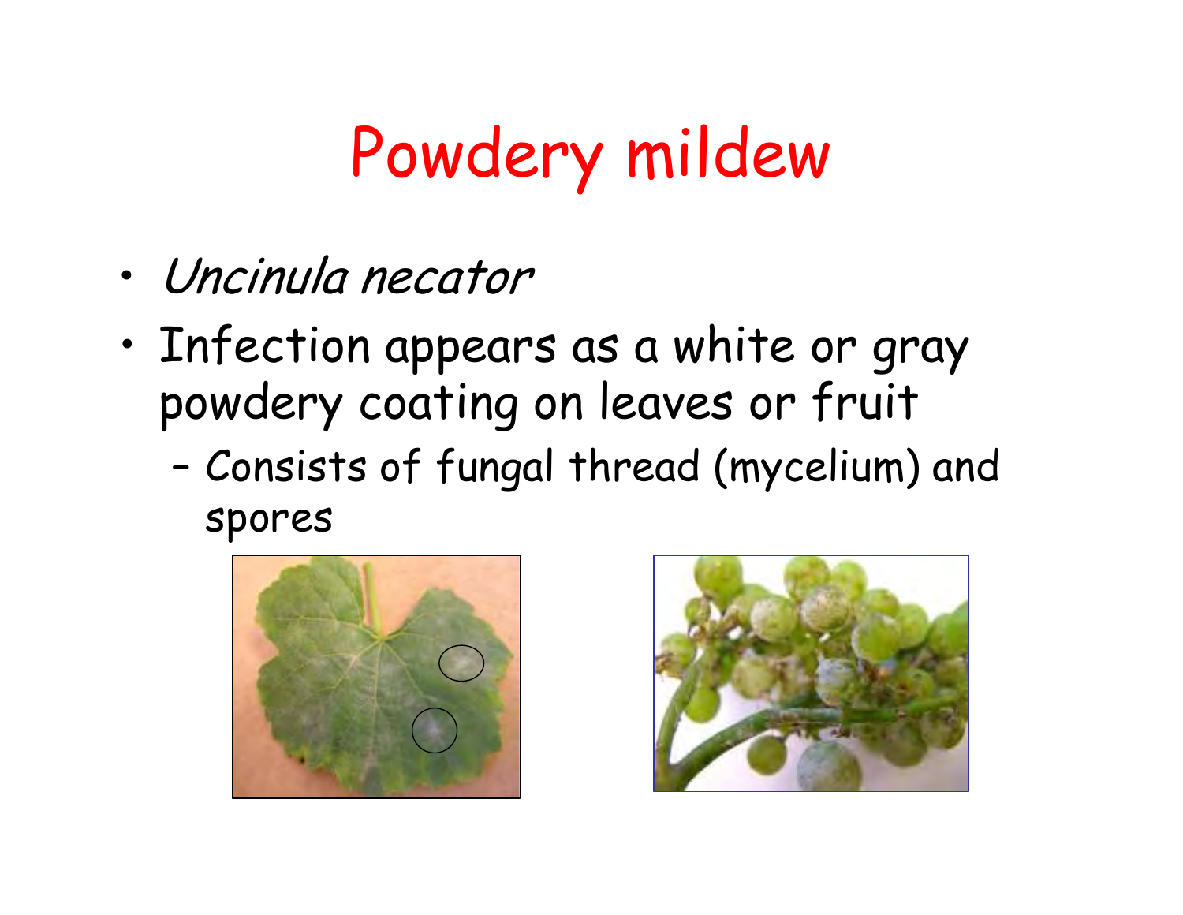# Powdery mildew

- *Uncinula necator*
- Infection appears as a white or gray powdery coating on leaves or fruit
  - Consists of fungal thread (mycelium) and spores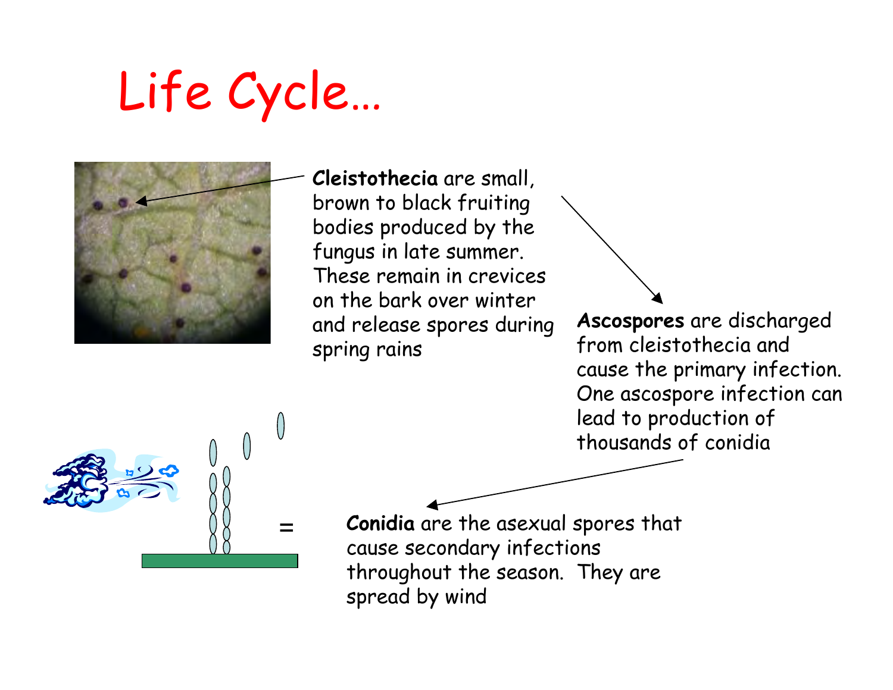# Life Cycle…

**Cleistothecia** are small, brown to black fruiting bodies produced by the fungus in late summer. These remain in crevices on the bark over winter and release spores during spring rains

**Ascospores** are discharged from cleistothecia and cause the primary infection. One ascospore infection can lead to production of thousands of conidia

**Conidia** are the asexual spores that cause secondary infections throughout the season. They are spread by wind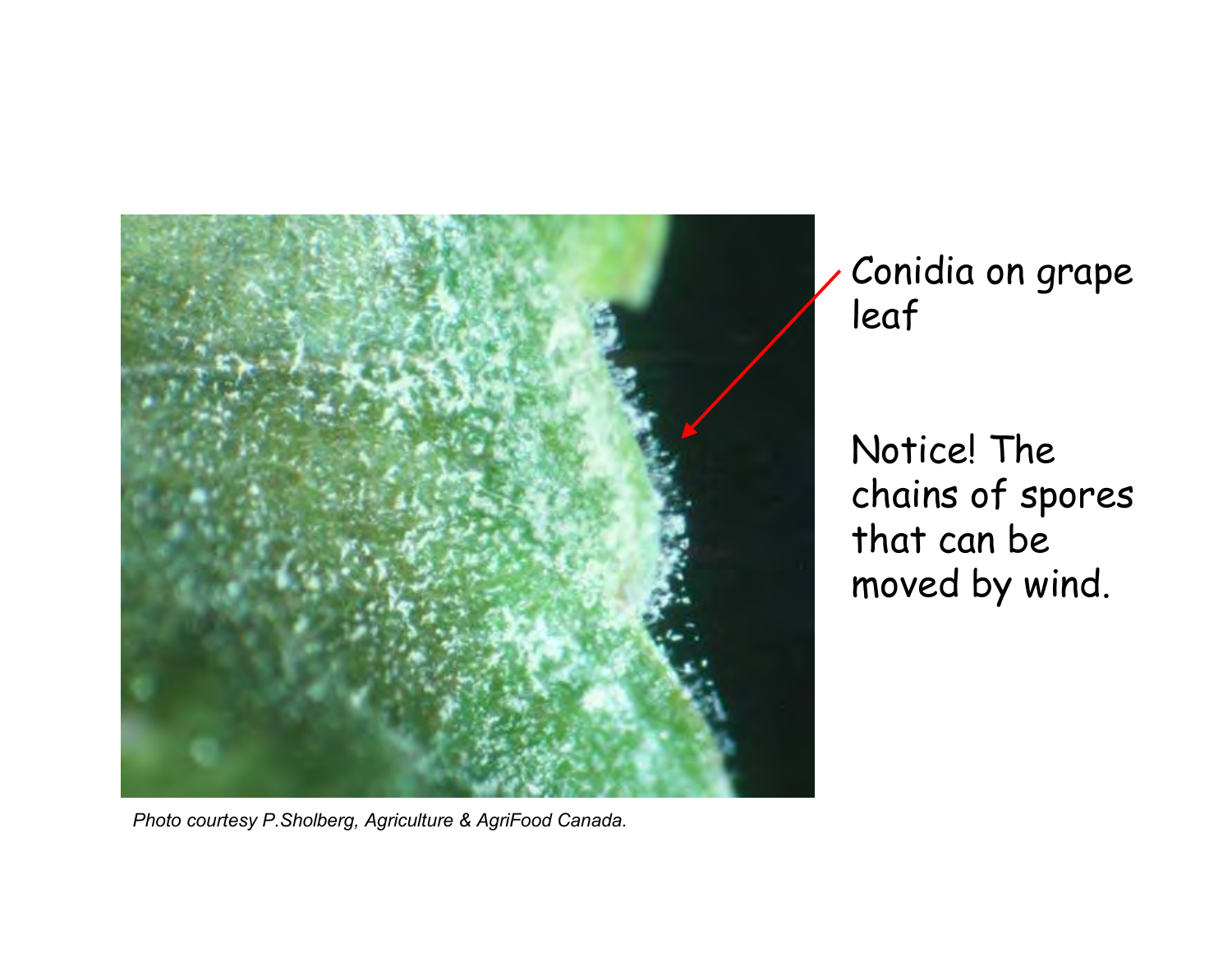Conidia on grape leaf

Notice! The chains of spores that can be moved by wind.

*Photo courtesy P.Sholberg, Agriculture & AgriFood Canada.*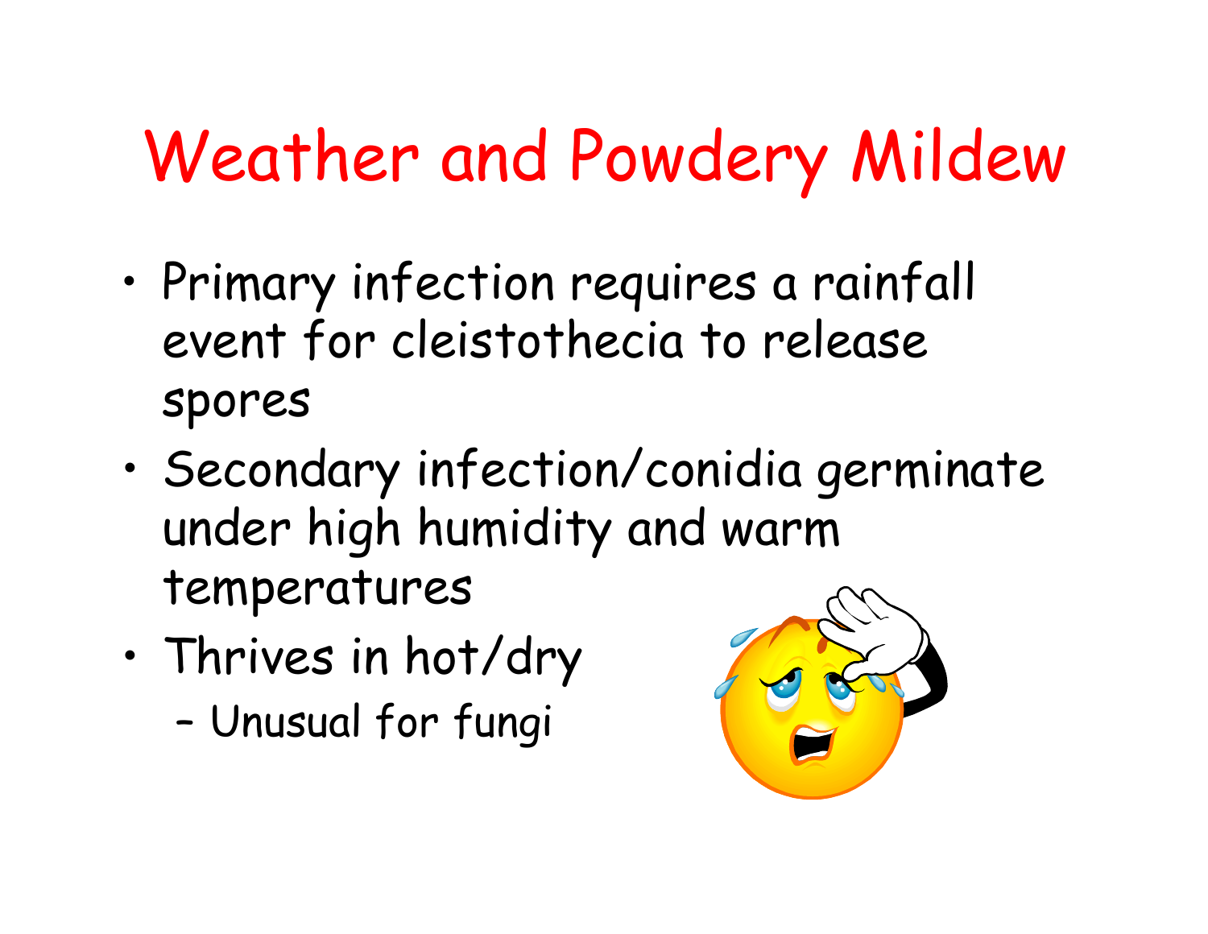# Weather and Powdery Mildew

- Primary infection requires a rainfall event for cleistothecia to release spores
- Secondary infection/conidia germinate under high humidity and warm temperatures
- Thrives in hot/dry
  - Unusual for fungi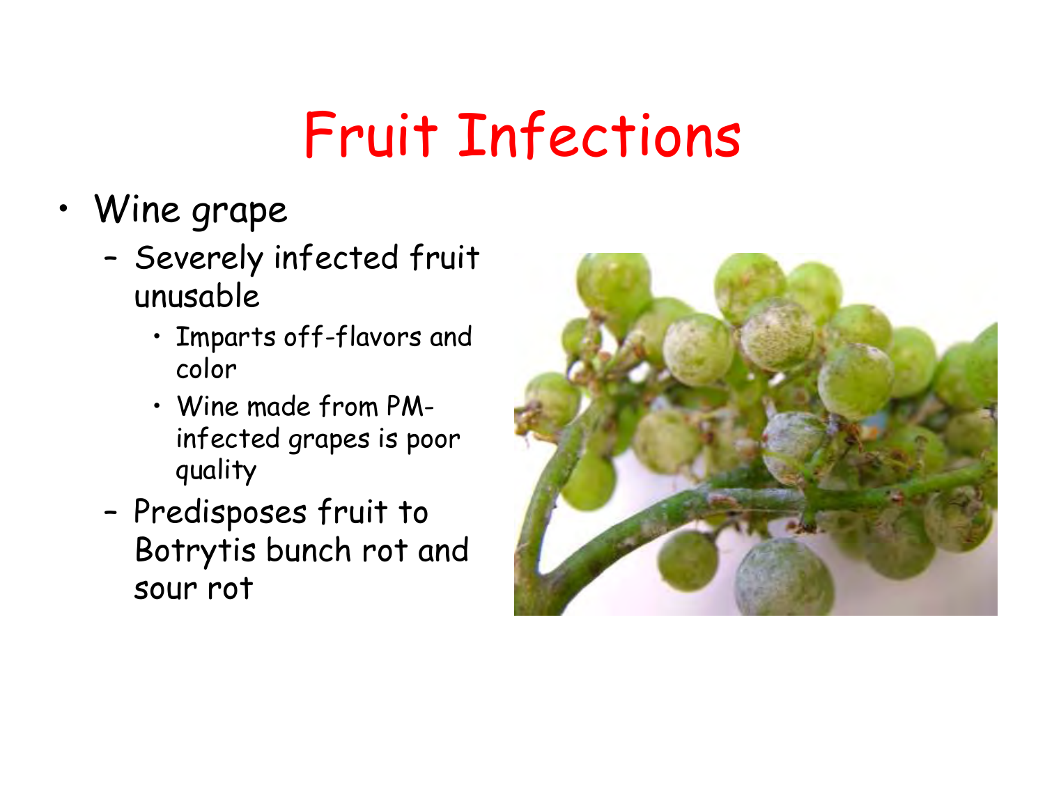# Fruit Infections

- Wine grape
  - Severely infected fruit unusable
    - Imparts off-flavors and color
    - Wine made from PM-infected grapes is poor quality
  - Predisposes fruit to Botrytis bunch rot and sour rot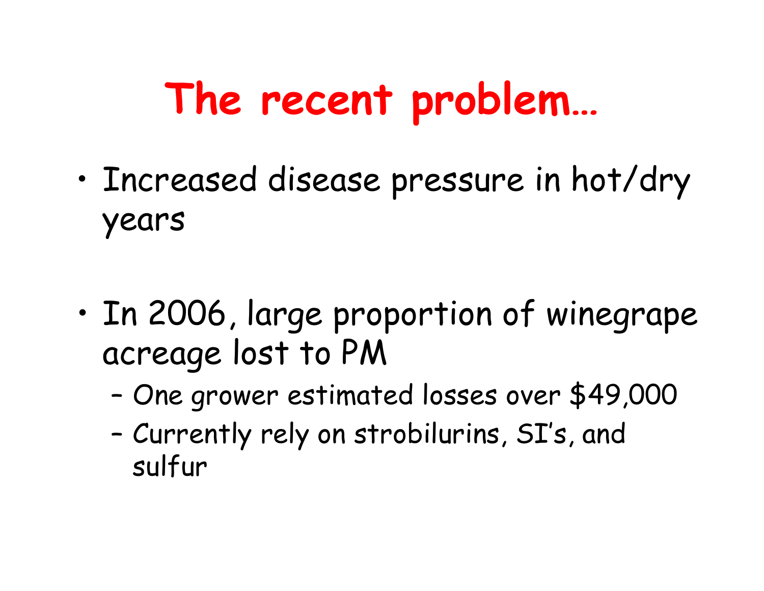# The recent problem…

- Increased disease pressure in hot/dry years
- In 2006, large proportion of winegrape acreage lost to PM
  - One grower estimated losses over $49,000
  - Currently rely on strobilurins, SI's, and sulfur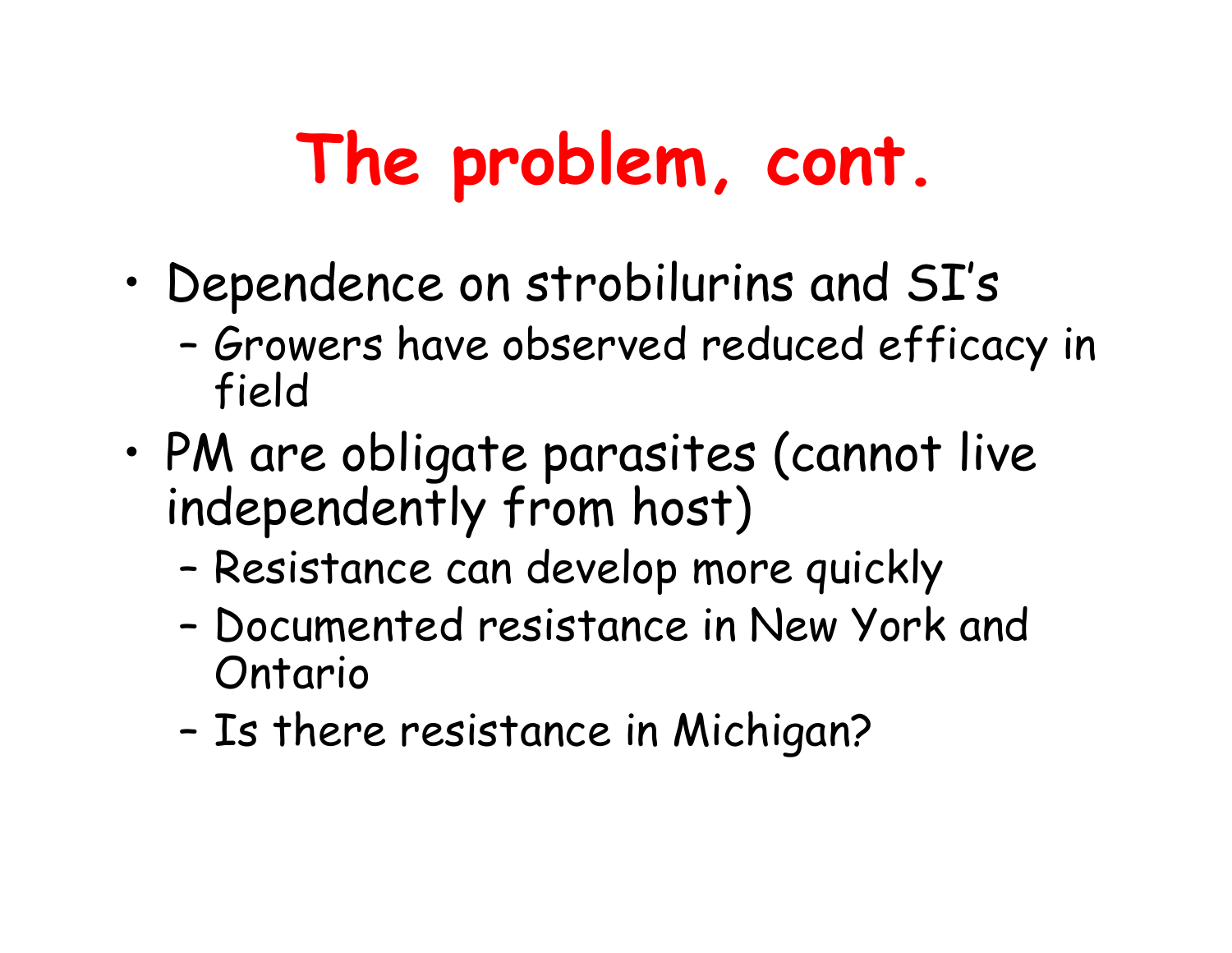# The problem, cont.

- Dependence on strobilurins and SI's
  - Growers have observed reduced efficacy in field
- PM are obligate parasites (cannot live independently from host)
  - Resistance can develop more quickly
  - Documented resistance in New York and Ontario
  - Is there resistance in Michigan?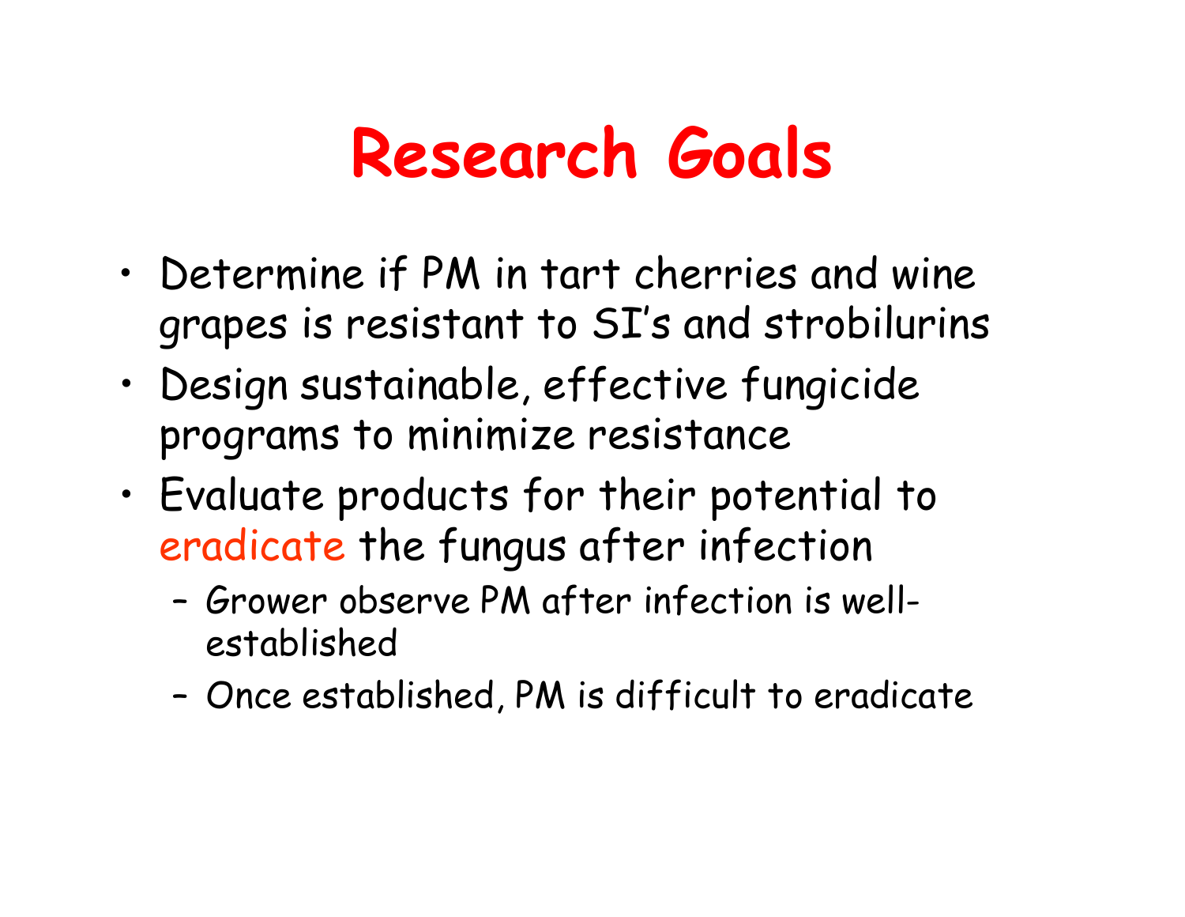# Research Goals

- Determine if PM in tart cherries and wine grapes is resistant to SI's and strobilurins
- Design sustainable, effective fungicide programs to minimize resistance
- Evaluate products for their potential to eradicate the fungus after infection
  - Grower observe PM after infection is well-established
  - Once established, PM is difficult to eradicate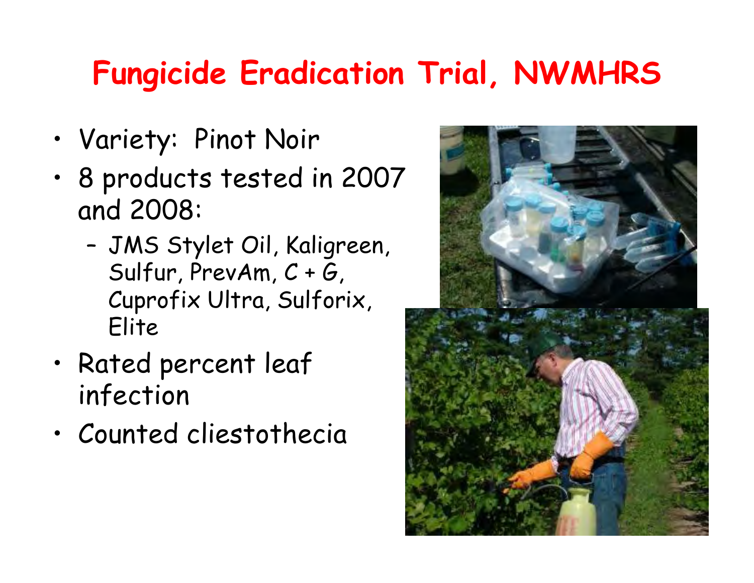# Fungicide Eradication Trial, NWMHRS

- Variety: Pinot Noir
- 8 products tested in 2007 and 2008:
  - JMS Stylet Oil, Kaligreen, Sulfur, PrevAm, C + G, Cuprofix Ultra, Sulforix, Elite
- Rated percent leaf infection
- Counted cliestothecia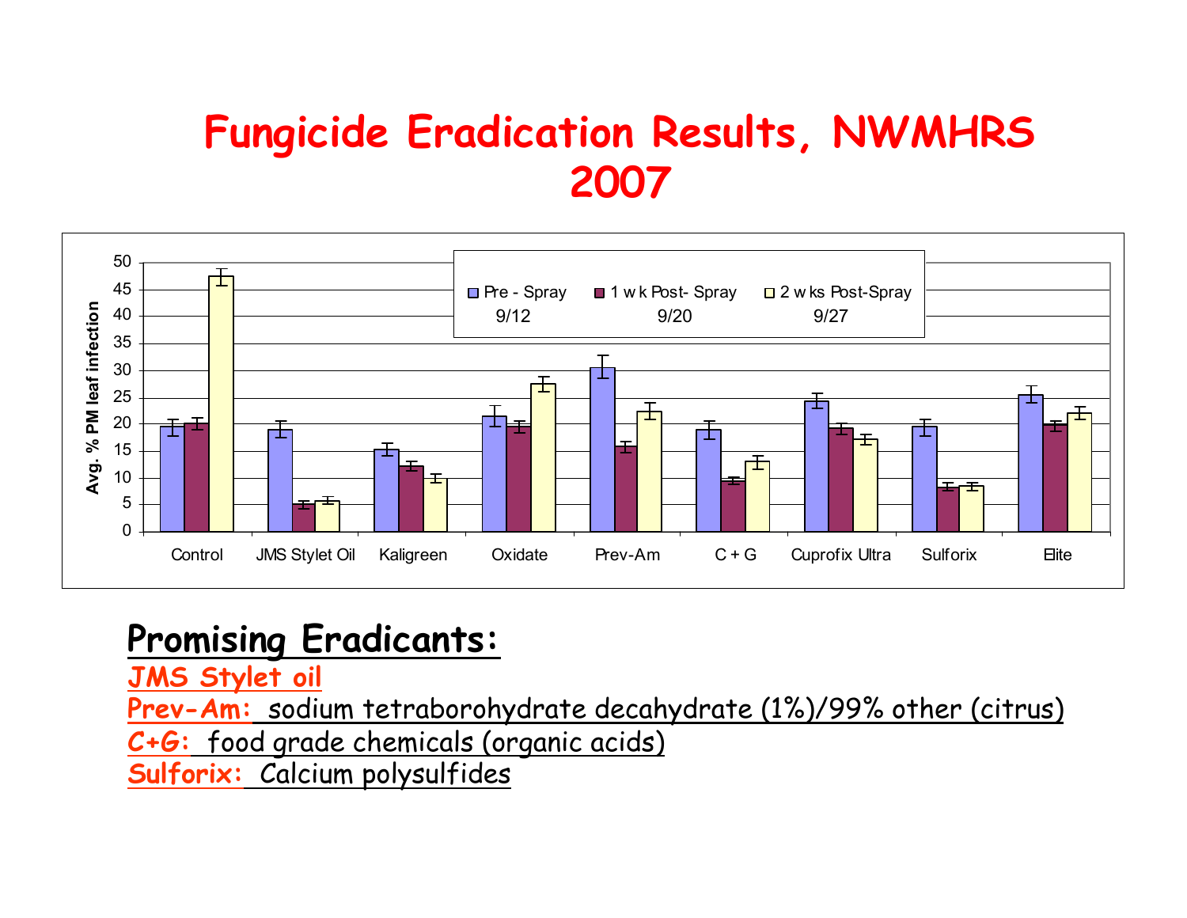# Fungicide Eradication Results, NWMHRS 2007

## Promising Eradicants:

JMS Stylet oil

Prev-Am: sodium tetraborohydrate decahydrate (1%)/99% other (citrus)

C+G: food grade chemicals (organic acids)

Sulforix: Calcium polysulfides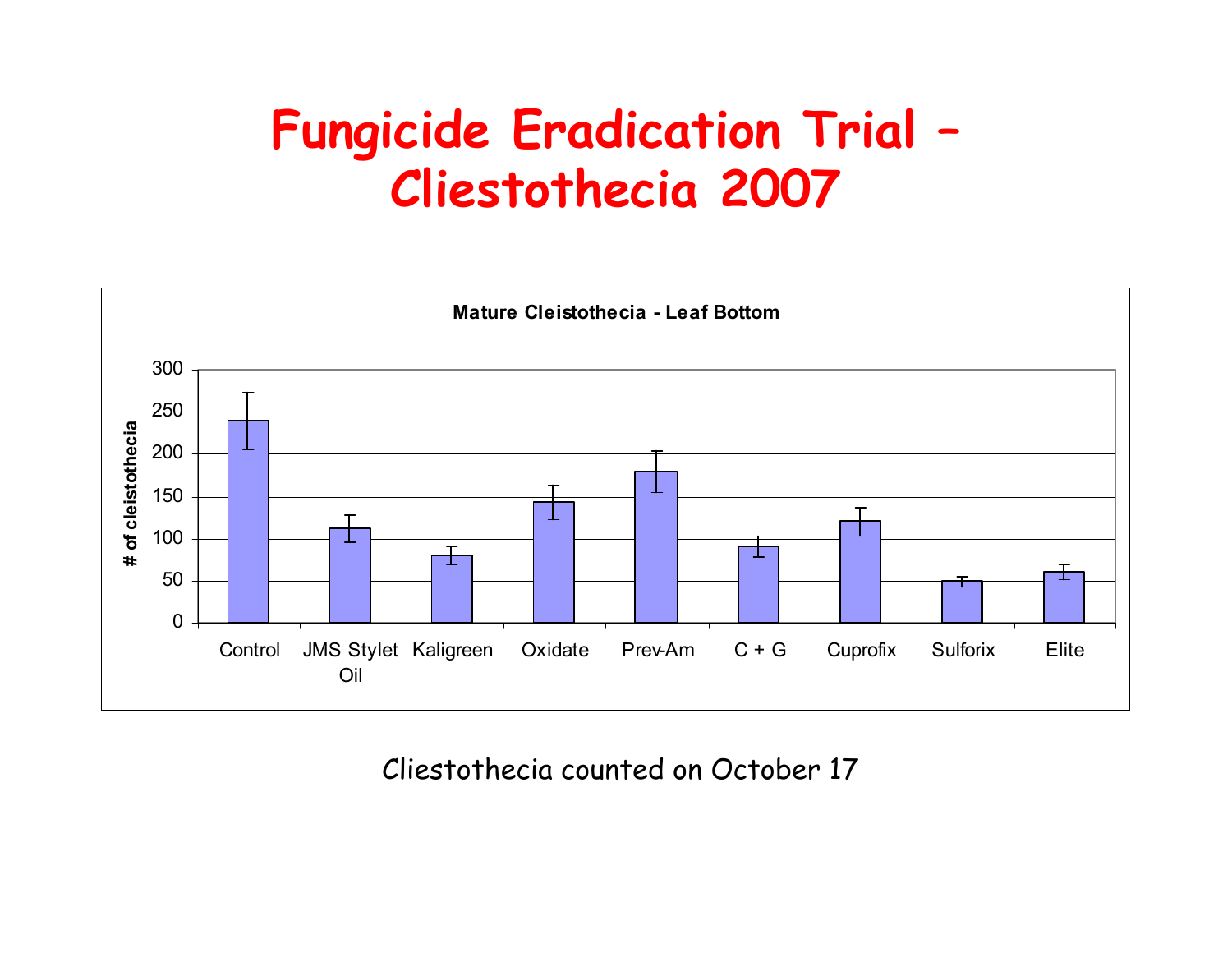# Fungicide Eradication Trial – Cliestothecia 2007

**Mature Cleistothecia - Leaf Bottom**

Y-axis: # of cleistothecia (0–300)

X-axis categories: Control, JMS Stylet Oil, Kaligreen, Oxidate, Prev-Am, C + G, Cuprofix, Sulforix, Elite

Cliestothecia counted on October 17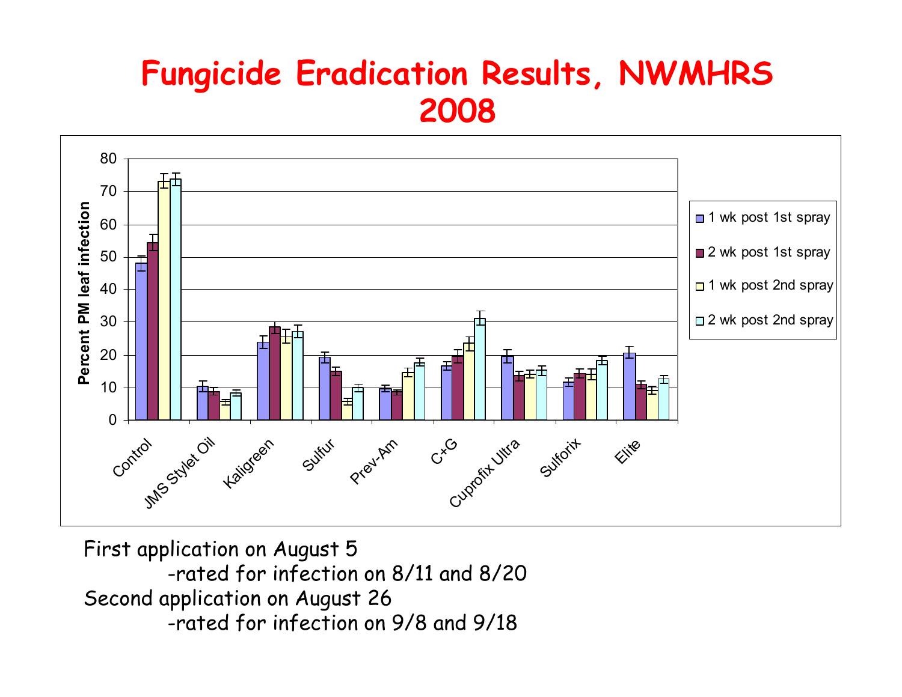# Fungicide Eradication Results, NWMHRS 2008

First application on August 5

- rated for infection on 8/11 and 8/20

Second application on August 26

- rated for infection on 9/8 and 9/18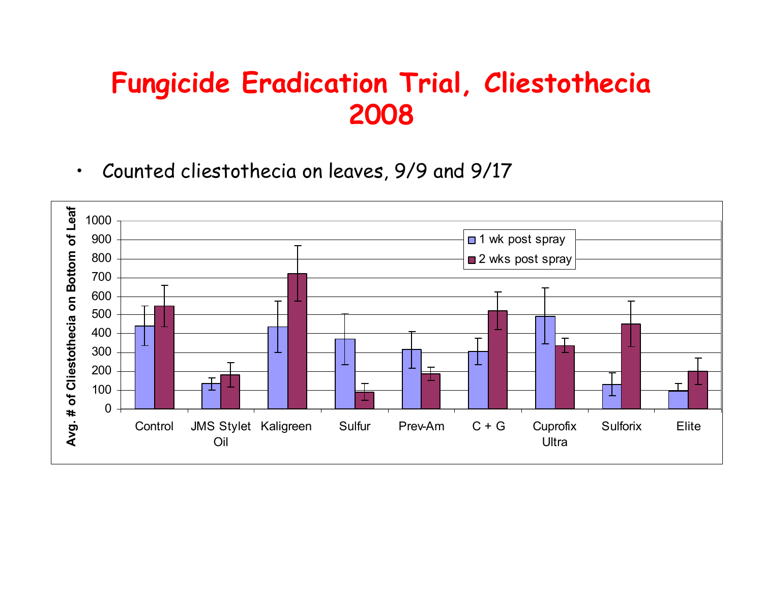# Fungicide Eradication Trial, Cliestothecia 2008

- Counted cliestothecia on leaves, 9/9 and 9/17

Avg. # of Cliestothecia on Bottom of Leaf

| | 1 wk post spray | 2 wks post spray |
|---|---|---|
| Control | ~440 | ~545 |
| JMS Stylet Oil | ~135 | ~180 |
| Kaligreen | ~435 | ~720 |
| Sulfur | ~370 | ~90 |
| Prev-Am | ~315 | ~185 |
| C + G | ~305 | ~520 |
| Cuprofix Ultra | ~490 | ~335 |
| Sulforix | ~130 | ~450 |
| Elite | ~95 | ~200 |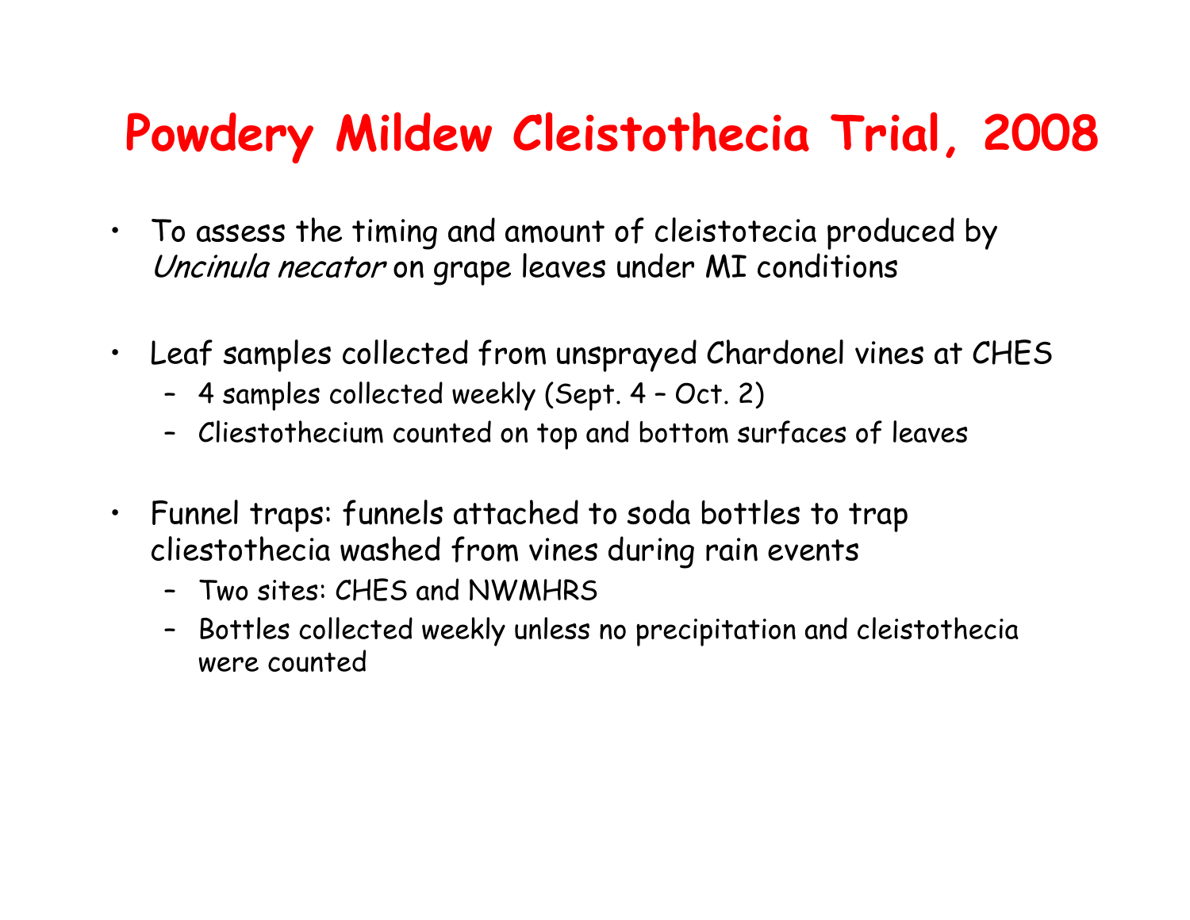# Powdery Mildew Cleistothecia Trial, 2008

- To assess the timing and amount of cleistotecia produced by *Uncinula necator* on grape leaves under MI conditions

- Leaf samples collected from unsprayed Chardonel vines at CHES
  - 4 samples collected weekly (Sept. 4 – Oct. 2)
  - Cliestothecium counted on top and bottom surfaces of leaves

- Funnel traps: funnels attached to soda bottles to trap cliestothecia washed from vines during rain events
  - Two sites: CHES and NWMHRS
  - Bottles collected weekly unless no precipitation and cleistothecia were counted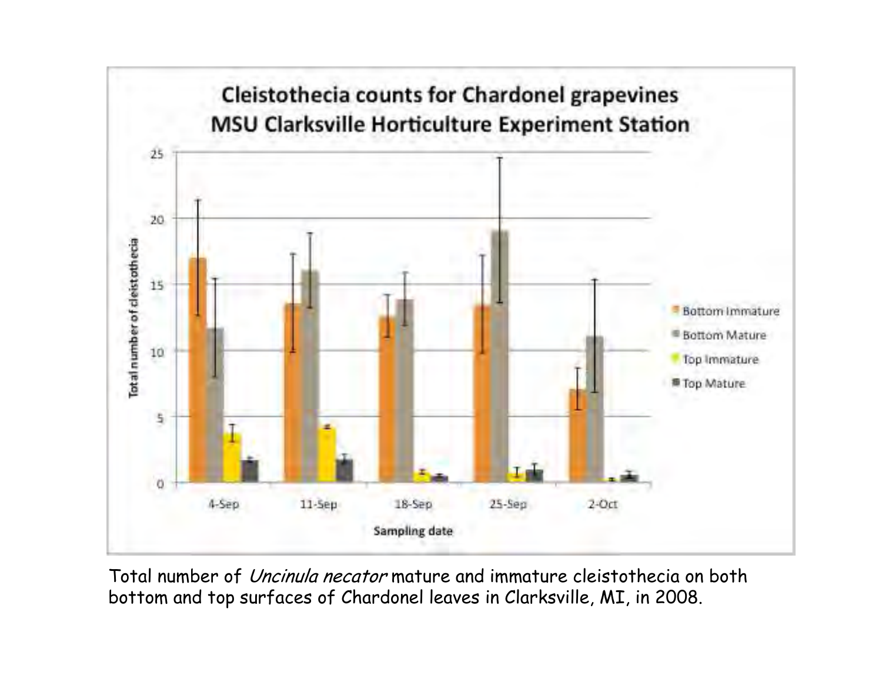Total number of *Uncinula necator* mature and immature cleistothecia on both bottom and top surfaces of Chardonel leaves in Clarksville, MI, in 2008.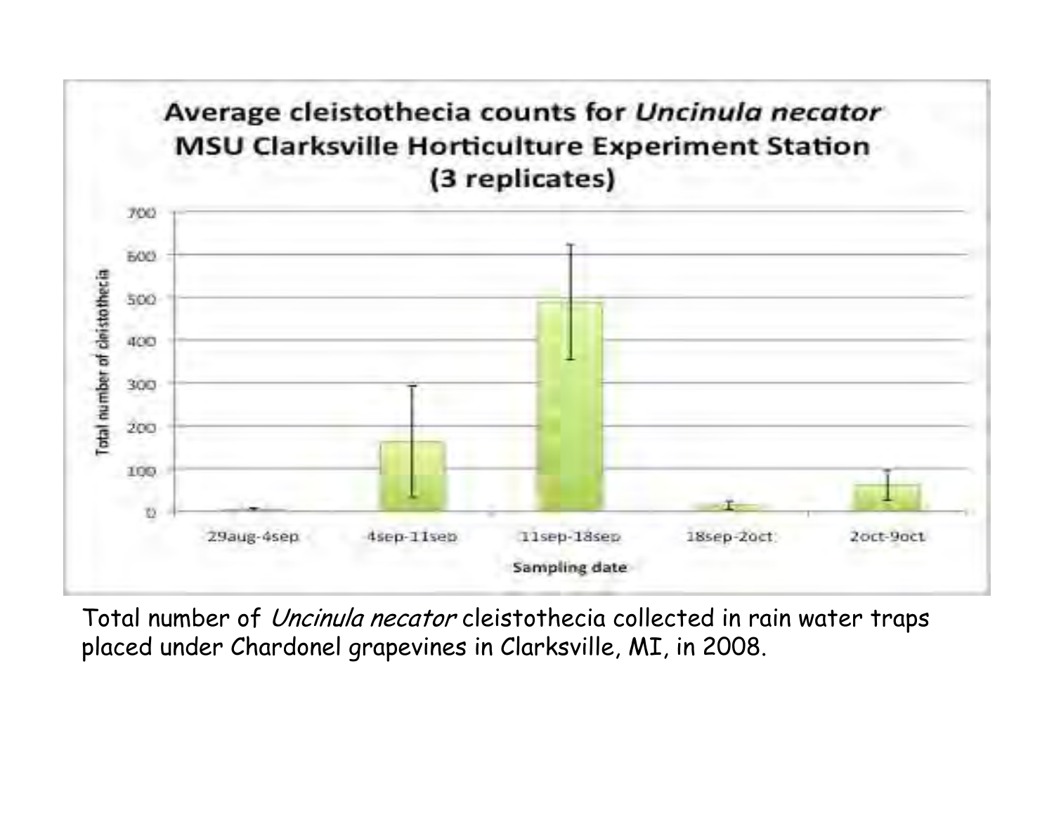## Average cleistothecia counts for *Uncinula necator*
## MSU Clarksville Horticulture Experiment Station
## (3 replicates)

Total number of *Uncinula necator* cleistothecia collected in rain water traps placed under Chardonel grapevines in Clarksville, MI, in 2008.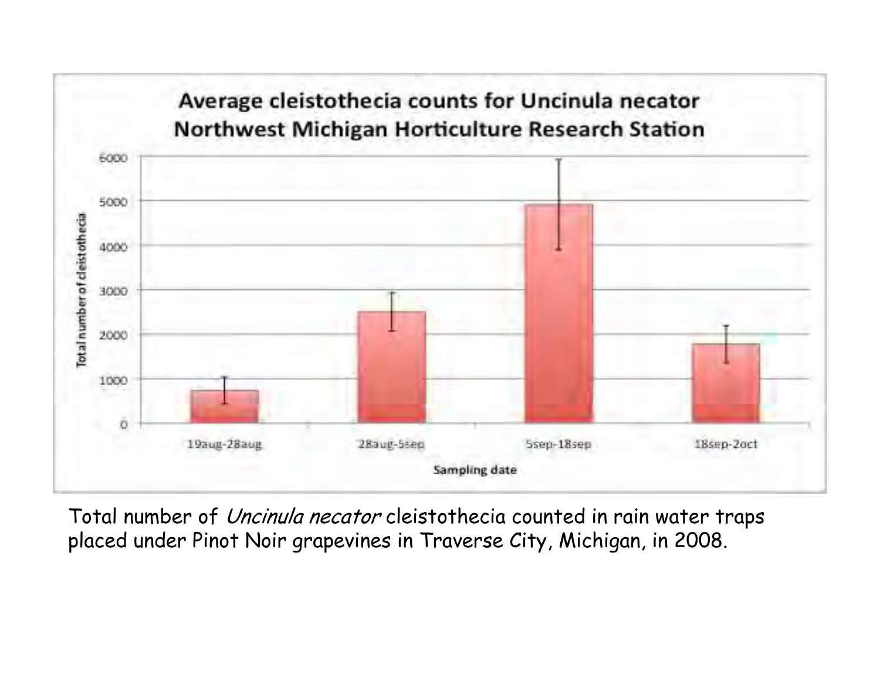**Average cleistothecia counts for Uncinula necator**
**Northwest Michigan Horticulture Research Station**

Total number of cleistothecia

6000
5000
4000
3000
2000
1000
0

19aug-28aug | 28aug-5sep | 5sep-18sep | 18sep-2oct

Sampling date

Total number of *Uncinula necator* cleistothecia counted in rain water traps placed under Pinot Noir grapevines in Traverse City, Michigan, in 2008.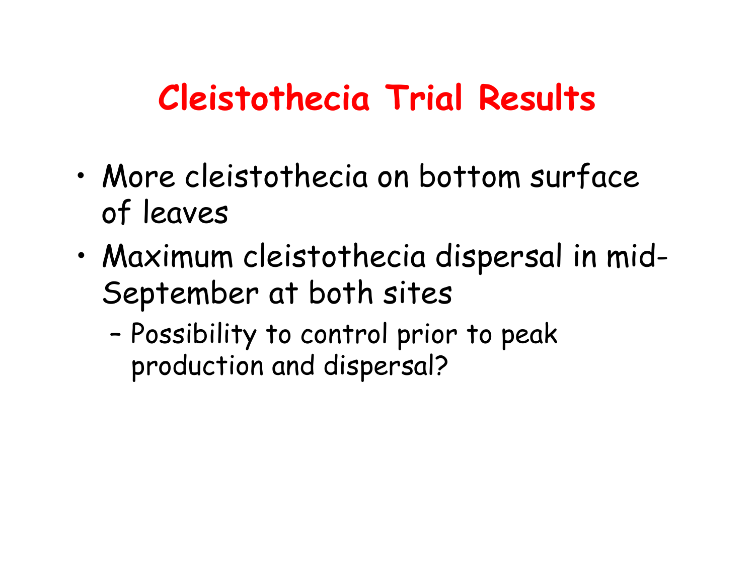# Cleistothecia Trial Results

- More cleistothecia on bottom surface of leaves
- Maximum cleistothecia dispersal in mid-September at both sites
  - Possibility to control prior to peak production and dispersal?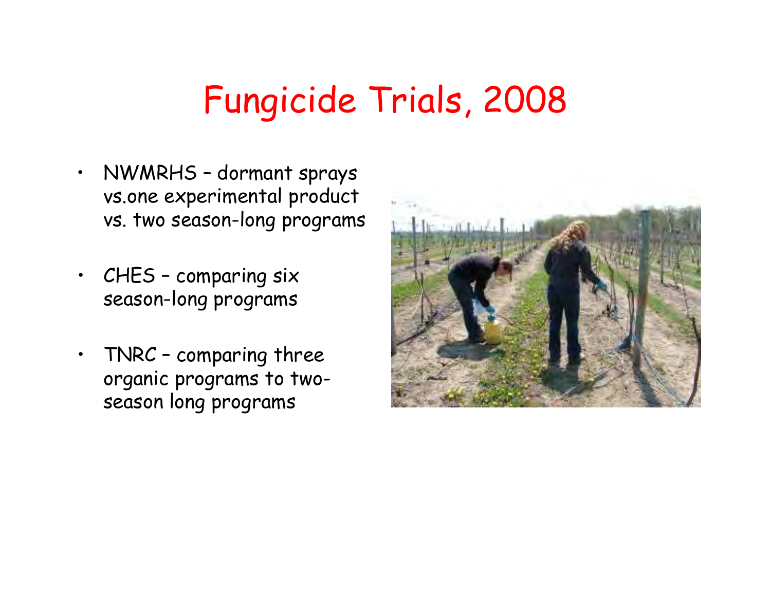# Fungicide Trials, 2008

- NWMRHS – dormant sprays vs.one experimental product vs. two season-long programs
- CHES – comparing six season-long programs
- TNRC – comparing three organic programs to two-season long programs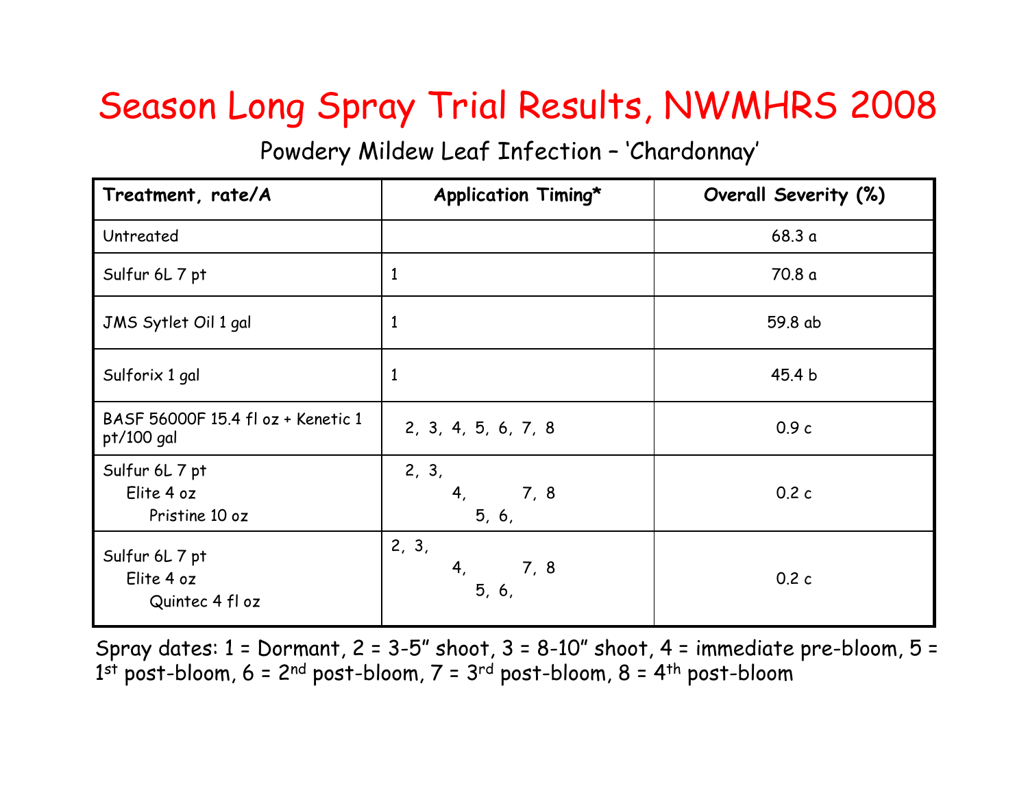# Season Long Spray Trial Results, NWMHRS 2008

Powdery Mildew Leaf Infection – 'Chardonnay'

| Treatment, rate/A | Application Timing* | Overall Severity (%) |
|---|---|---|
| Untreated | | 68.3 a |
| Sulfur 6L 7 pt | 1 | 70.8 a |
| JMS Sytlet Oil 1 gal | 1 | 59.8 ab |
| Sulforix 1 gal | 1 | 45.4 b |
| BASF 56000F 15.4 fl oz + Kenetic 1 pt/100 gal | 2, 3, 4, 5, 6, 7, 8 | 0.9 c |
| Sulfur 6L 7 pt<br>Elite 4 oz<br>Pristine 10 oz | 2, 3,<br>4, 7, 8<br>5, 6, | 0.2 c |
| Sulfur 6L 7 pt<br>Elite 4 oz<br>Quintec 4 fl oz | 2, 3,<br>4, 7, 8<br>5, 6, | 0.2 c |

Spray dates: 1 = Dormant, 2 = 3-5" shoot, 3 = 8-10" shoot, 4 = immediate pre-bloom, 5 = 1st post-bloom, 6 = 2nd post-bloom, 7 = 3rd post-bloom, 8 = 4th post-bloom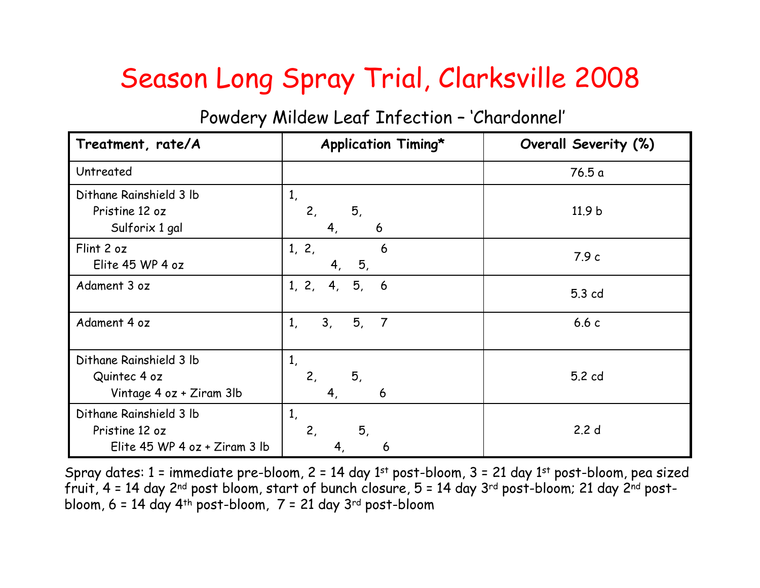# Season Long Spray Trial, Clarksville 2008

## Powdery Mildew Leaf Infection – 'Chardonnel'

| Treatment, rate/A | Application Timing* | Overall Severity (%) |
|---|---|---|
| Untreated | | 76.5 a |
| Dithane Rainshield 3 lb<br>Pristine 12 oz<br>Sulforix 1 gal | 1,<br>2, 5,<br>4, 6 | 11.9 b |
| Flint 2 oz<br>Elite 45 WP 4 oz | 1, 2, 6<br>4, 5, | 7.9 c |
| Adament 3 oz | 1, 2, 4, 5, 6 | 5.3 cd |
| Adament 4 oz | 1, 3, 5, 7 | 6.6 c |
| Dithane Rainshield 3 lb<br>Quintec 4 oz<br>Vintage 4 oz + Ziram 3lb | 1,<br>2, 5,<br>4, 6 | 5.2 cd |
| Dithane Rainshield 3 lb<br>Pristine 12 oz<br>Elite 45 WP 4 oz + Ziram 3 lb | 1,<br>2, 5,<br>4, 6 | 2.2 d |

Spray dates: 1 = immediate pre-bloom, 2 = 14 day 1st post-bloom, 3 = 21 day 1st post-bloom, pea sized fruit, 4 = 14 day 2nd post bloom, start of bunch closure, 5 = 14 day 3rd post-bloom; 21 day 2nd post-bloom, 6 = 14 day 4th post-bloom, 7 = 21 day 3rd post-bloom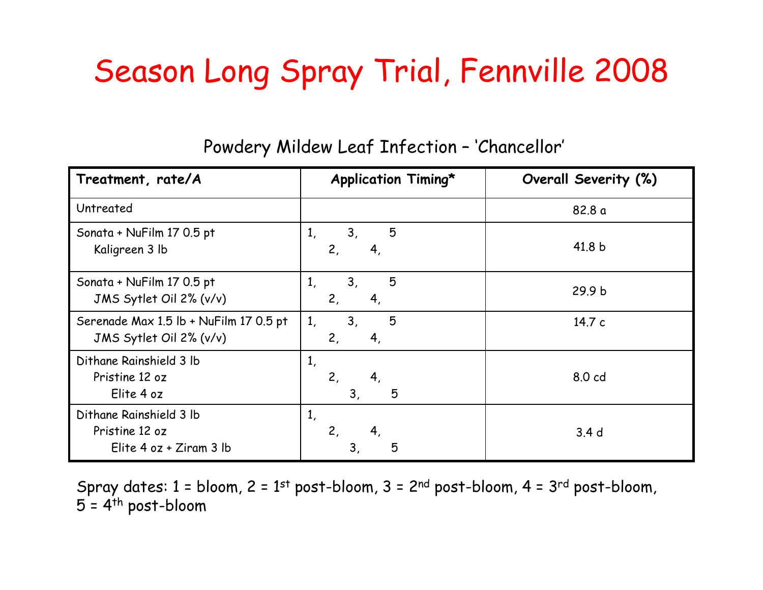# Season Long Spray Trial, Fennville 2008

Powdery Mildew Leaf Infection – 'Chancellor'

| Treatment, rate/A | Application Timing* | Overall Severity (%) |
|---|---|---|
| Untreated | | 82.8 a |
| Sonata + NuFilm 17 0.5 pt<br>Kaligreen 3 lb | 1, 3, 5<br>2, 4, | 41.8 b |
| Sonata + NuFilm 17 0.5 pt<br>JMS Sytlet Oil 2% (v/v) | 1, 3, 5<br>2, 4, | 29.9 b |
| Serenade Max 1.5 lb + NuFilm 17 0.5 pt<br>JMS Sytlet Oil 2% (v/v) | 1, 3, 5<br>2, 4, | 14.7 c |
| Dithane Rainshield 3 lb<br>Pristine 12 oz<br>Elite 4 oz | 1,<br>2, 4,<br>3, 5 | 8.0 cd |
| Dithane Rainshield 3 lb<br>Pristine 12 oz<br>Elite 4 oz + Ziram 3 lb | 1,<br>2, 4,<br>3, 5 | 3.4 d |

Spray dates: 1 = bloom, 2 = 1st post-bloom, 3 = 2nd post-bloom, 4 = 3rd post-bloom, 5 = 4th post-bloom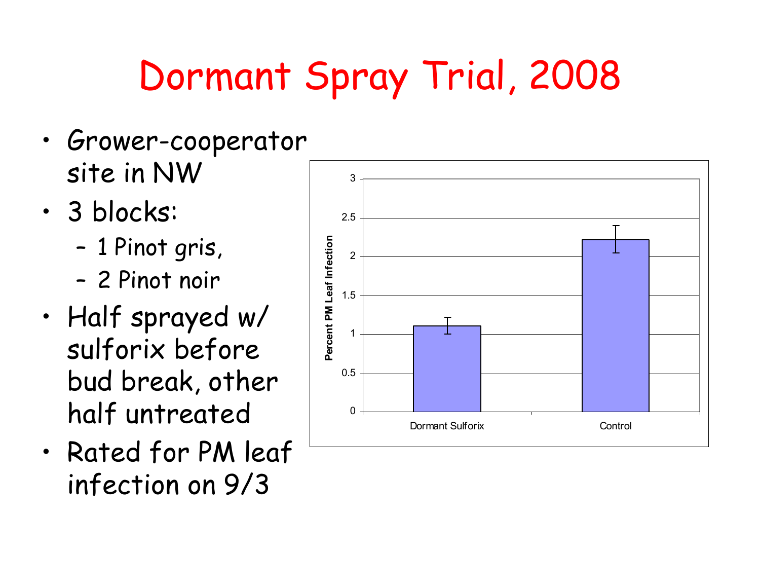# Dormant Spray Trial, 2008

- Grower-cooperator site in NW
- 3 blocks:
  - 1 Pinot gris,
  - 2 Pinot noir
- Half sprayed w/ sulforix before bud break, other half untreated
- Rated for PM leaf infection on 9/3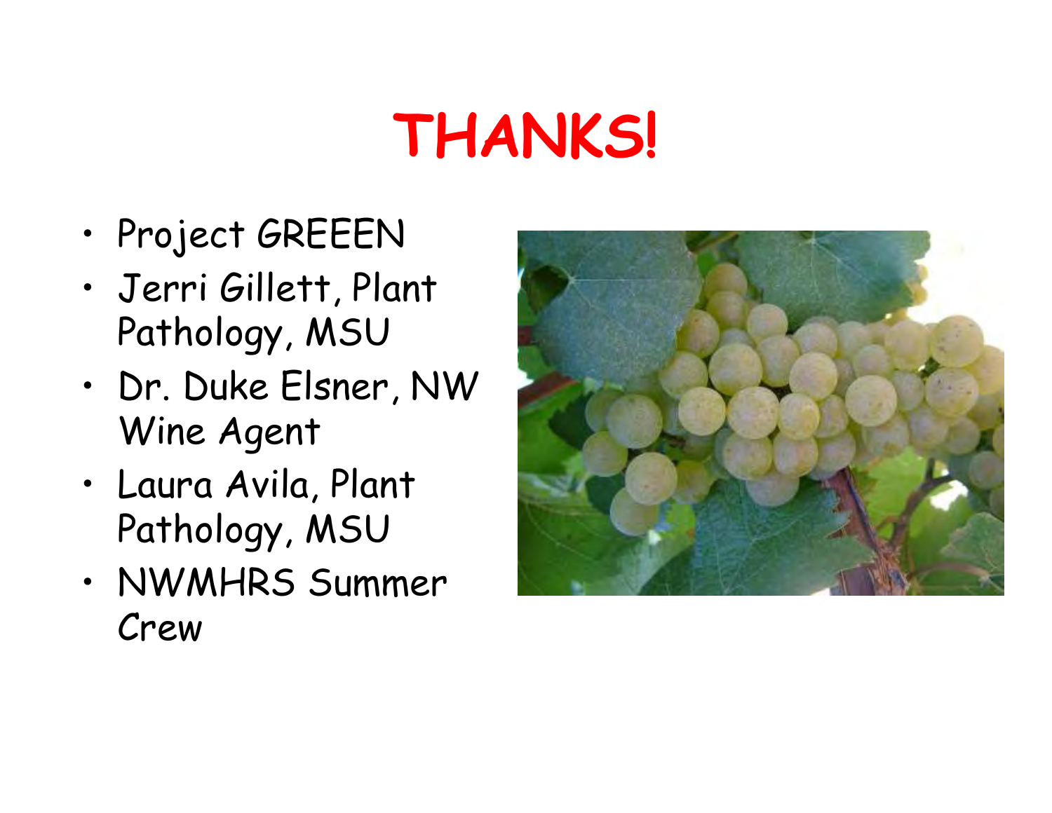# THANKS!

- Project GREEEN
- Jerri Gillett, Plant Pathology, MSU
- Dr. Duke Elsner, NW Wine Agent
- Laura Avila, Plant Pathology, MSU
- NWMHRS Summer Crew